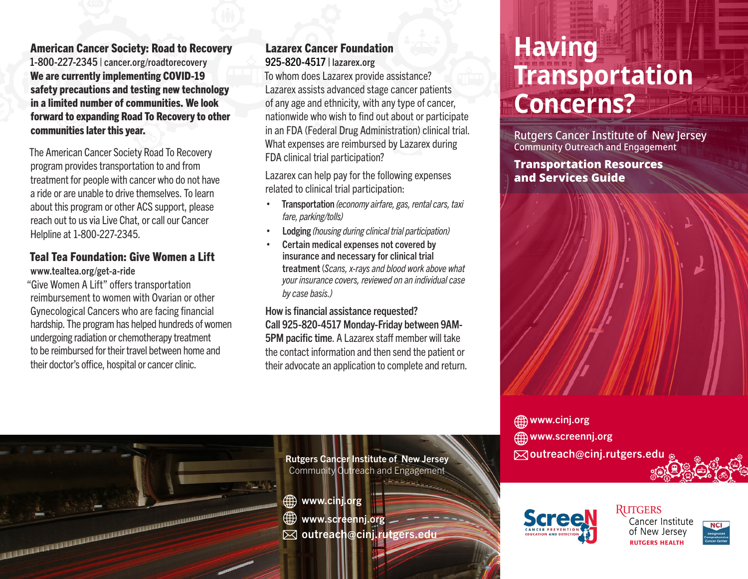### American Cancer Society: Road to Recovery

1-800-227-2345 | cancer.org/roadtorecovery

**We are currently implementing COVID-19 safety precautions and testing new technology in a limited number of communities. We look forward to expanding Road To Recovery to other communities later this year.**

The American Cancer Society Road To Recovery program provides transportation to and from treatment for people with cancer who do not have a ride or are unable to drive themselves. To learn about this program or other ACS support, please reach out to us via Live Chat, or call our Cancer Helpline at 1-800-227-2345.

### Teal Tea Foundation: Give Women a Lift

www.tealtea.org/get-a-ride

"Give Women A Lift" offers transportation reimbursement to women with Ovarian or other Gynecological Cancers who are facing financial hardship. The program has helped hundreds of women undergoing radiation or chemotherapy treatment to be reimbursed for their travel between home and their doctor's office, hospital or cancer clinic.

### Lazarex Cancer Foundation

925-820-4517 | lazarex.org

To whom does Lazarex provide assistance? Lazarex assists advanced stage cancer patients of any age and ethnicity, with any type of cancer, nationwide who wish to find out about or participate in an FDA (Federal Drug Administration) clinical trial. What expenses are reimbursed by Lazarex during FDA clinical trial participation?

Lazarex can help pay for the following expenses related to clinical trial participation:

- **Transportation** *(economy airfare, gas, rental cars, taxi fare, parking/tolls)*
- **Lodging** *(housing during clinical trial participation)*
- **Certain medical expenses not covered by insurance and necessary for clinical trial treatment** (*Scans, x-rays and blood work above what your insurance covers, reviewed on an individual case by case basis.)*

**How is financial assistance requested?**
**Call 925-820-4517 Monday-Friday between 9AM-5PM pacific time**. A Lazarex staff member will take the contact information and then send the patient or their advocate an application to complete and return.

Rutgers Cancer Institute of New Jersey
Community Outreach and Engagement

www.cinj.org
www.screennj.org
outreach@cinj.rutgers.edu

# Having Transportation Concerns?

Rutgers Cancer Institute of New Jersey
Community Outreach and Engagement

## Transportation Resources and Services Guide

www.cinj.org
www.screennj.org
outreach@cinj.rutgers.edu

ScreeNJ Cancer Prevention Education and Detection

Rutgers Cancer Institute of New Jersey
Rutgers Health

NCI Designated Comprehensive Cancer Center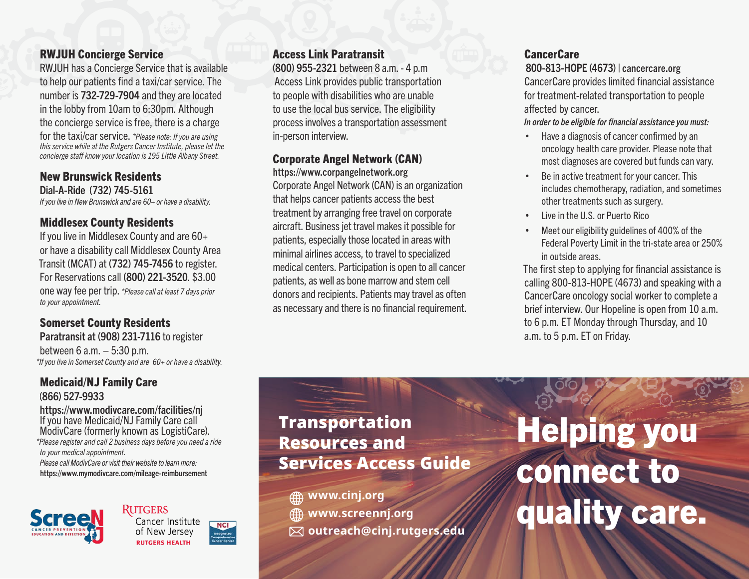### RWJUH Concierge Service

RWJUH has a Concierge Service that is available to help our patients find a taxi/car service. The number is **732-729-7904** and they are located in the lobby from 10am to 6:30pm. Although the concierge service is free, there is a charge for the taxi/car service. *\*Please note: If you are using this service while at the Rutgers Cancer Institute, please let the concierge staff know your location is 195 Little Albany Street.*

### New Brunswick Residents

**Dial-A-Ride (732) 745-5161**
*If you live in New Brunswick and are 60+ or have a disability.*

### Middlesex County Residents

If you live in Middlesex County and are 60+ or have a disability call Middlesex County Area Transit (MCAT) at **(732) 745-7456** to register. For Reservations call **(800) 221-3520**. $3.00 one way fee per trip. *\*Please call at least 7 days prior to your appointment.*

### Somerset County Residents

**Paratransit at (908) 231-7116** to register between 6 a.m. – 5:30 p.m.
*\*If you live in Somerset County and are 60+ or have a disability.*

### Medicaid/NJ Family Care

(866) 527-9933
**https://www.modivcare.com/facilities/nj**
If you have Medicaid/NJ Family Care call ModivCare (formerly known as LogistiCare).
*\*Please register and call 2 business days before you need a ride to your medical appointment.*
*Please call ModivCare or visit their website to learn more:*
**https://www.mymodivcare.com/mileage-reimbursement**

### Access Link Paratransit

**(800) 955-2321** between 8 a.m. - 4 p.m
Access Link provides public transportation to people with disabilities who are unable to use the local bus service. The eligibility process involves a transportation assessment in-person interview.

### Corporate Angel Network (CAN)

**https://www.corpangelnetwork.org**
Corporate Angel Network (CAN) is an organization that helps cancer patients access the best treatment by arranging free travel on corporate aircraft. Business jet travel makes it possible for patients, especially those located in areas with minimal airlines access, to travel to specialized medical centers. Participation is open to all cancer patients, as well as bone marrow and stem cell donors and recipients. Patients may travel as often as necessary and there is no financial requirement.

### CancerCare

**800-813-HOPE (4673) | cancercare.org**
CancerCare provides limited financial assistance for treatment-related transportation to people affected by cancer.
***In order to be eligible for financial assistance you must:***

- Have a diagnosis of cancer confirmed by an oncology health care provider. Please note that most diagnoses are covered but funds can vary.
- Be in active treatment for your cancer. This includes chemotherapy, radiation, and sometimes other treatments such as surgery.
- Live in the U.S. or Puerto Rico
- Meet our eligibility guidelines of 400% of the Federal Poverty Limit in the tri-state area or 250% in outside areas.

The first step to applying for financial assistance is calling 800-813-HOPE (4673) and speaking with a CancerCare oncology social worker to complete a brief interview. Our Hopeline is open from 10 a.m. to 6 p.m. ET Monday through Thursday, and 10 a.m. to 5 p.m. ET on Friday.

ScreeNJ Cancer Prevention Education and Detection
Rutgers Cancer Institute of New Jersey — Rutgers Health
NCI Designated Comprehensive Cancer Center

## Transportation Resources and Services Access Guide

- www.cinj.org
- www.screennj.org
- outreach@cinj.rutgers.edu

# Helping you connect to quality care.